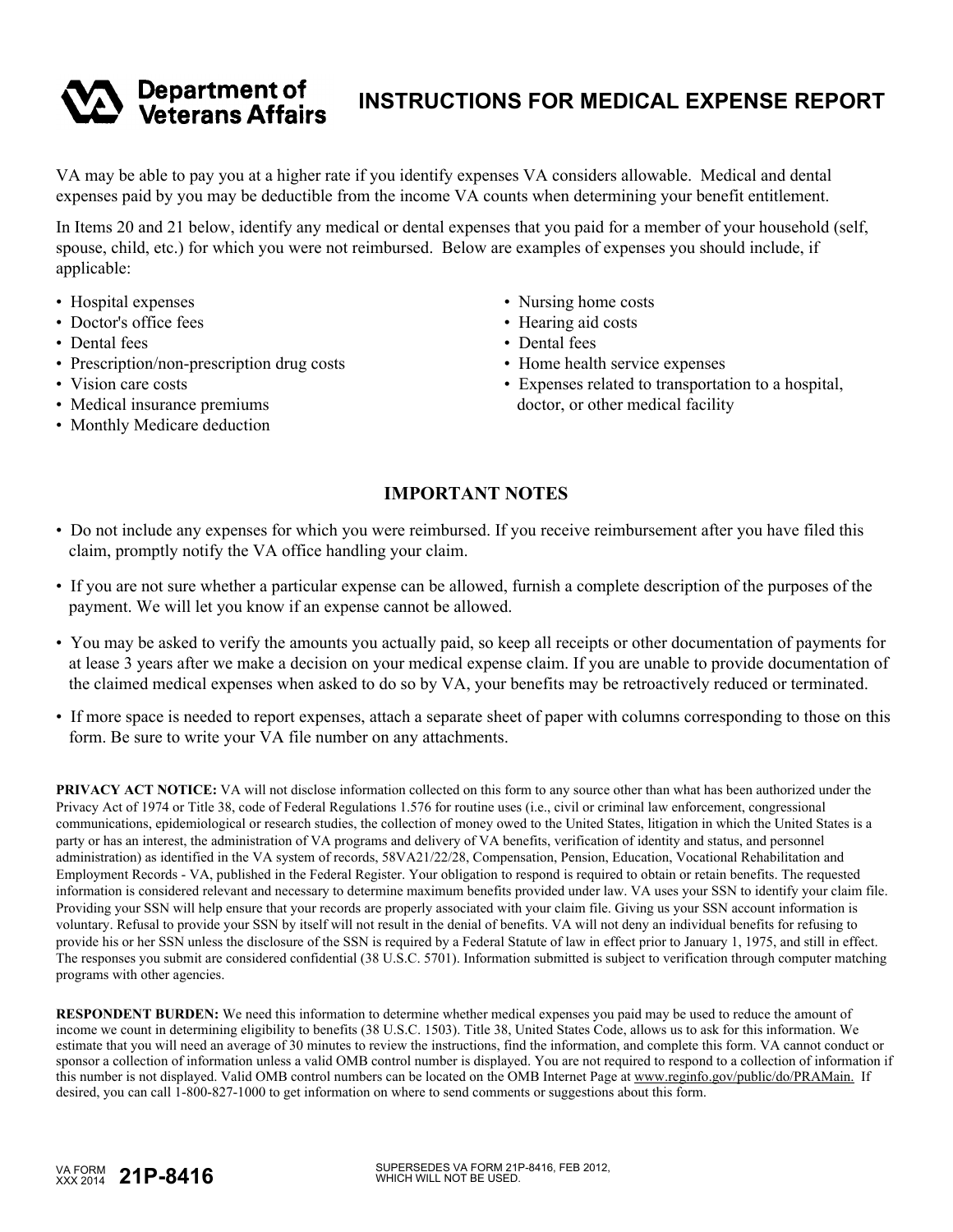Department of Veterans Affairs

# INSTRUCTIONS FOR MEDICAL EXPENSE REPORT

VA may be able to pay you at a higher rate if you identify expenses VA considers allowable. Medical and dental expenses paid by you may be deductible from the income VA counts when determining your benefit entitlement.

In Items 20 and 21 below, identify any medical or dental expenses that you paid for a member of your household (self, spouse, child, etc.) for which you were not reimbursed. Below are examples of expenses you should include, if applicable:

- Hospital expenses
- Doctor's office fees
- Dental fees
- Prescription/non-prescription drug costs
- Vision care costs
- Medical insurance premiums
- Monthly Medicare deduction
- Nursing home costs
- Hearing aid costs
- Dental fees
- Home health service expenses
- Expenses related to transportation to a hospital, doctor, or other medical facility

## IMPORTANT NOTES

- Do not include any expenses for which you were reimbursed. If you receive reimbursement after you have filed this claim, promptly notify the VA office handling your claim.
- If you are not sure whether a particular expense can be allowed, furnish a complete description of the purposes of the payment. We will let you know if an expense cannot be allowed.
- You may be asked to verify the amounts you actually paid, so keep all receipts or other documentation of payments for at lease 3 years after we make a decision on your medical expense claim. If you are unable to provide documentation of the claimed medical expenses when asked to do so by VA, your benefits may be retroactively reduced or terminated.
- If more space is needed to report expenses, attach a separate sheet of paper with columns corresponding to those on this form. Be sure to write your VA file number on any attachments.

**PRIVACY ACT NOTICE:** VA will not disclose information collected on this form to any source other than what has been authorized under the Privacy Act of 1974 or Title 38, code of Federal Regulations 1.576 for routine uses (i.e., civil or criminal law enforcement, congressional communications, epidemiological or research studies, the collection of money owed to the United States, litigation in which the United States is a party or has an interest, the administration of VA programs and delivery of VA benefits, verification of identity and status, and personnel administration) as identified in the VA system of records, 58VA21/22/28, Compensation, Pension, Education, Vocational Rehabilitation and Employment Records - VA, published in the Federal Register. Your obligation to respond is required to obtain or retain benefits. The requested information is considered relevant and necessary to determine maximum benefits provided under law. VA uses your SSN to identify your claim file. Providing your SSN will help ensure that your records are properly associated with your claim file. Giving us your SSN account information is voluntary. Refusal to provide your SSN by itself will not result in the denial of benefits. VA will not deny an individual benefits for refusing to provide his or her SSN unless the disclosure of the SSN is required by a Federal Statute of law in effect prior to January 1, 1975, and still in effect. The responses you submit are considered confidential (38 U.S.C. 5701). Information submitted is subject to verification through computer matching programs with other agencies.

**RESPONDENT BURDEN:** We need this information to determine whether medical expenses you paid may be used to reduce the amount of income we count in determining eligibility to benefits (38 U.S.C. 1503). Title 38, United States Code, allows us to ask for this information. We estimate that you will need an average of 30 minutes to review the instructions, find the information, and complete this form. VA cannot conduct or sponsor a collection of information unless a valid OMB control number is displayed. You are not required to respond to a collection of information if this number is not displayed. Valid OMB control numbers can be located on the OMB Internet Page at www.reginfo.gov/public/do/PRAMain. If desired, you can call 1-800-827-1000 to get information on where to send comments or suggestions about this form.

VA FORM XXX 2014 **21P-8416**

SUPERSEDES VA FORM 21P-8416, FEB 2012, WHICH WILL NOT BE USED.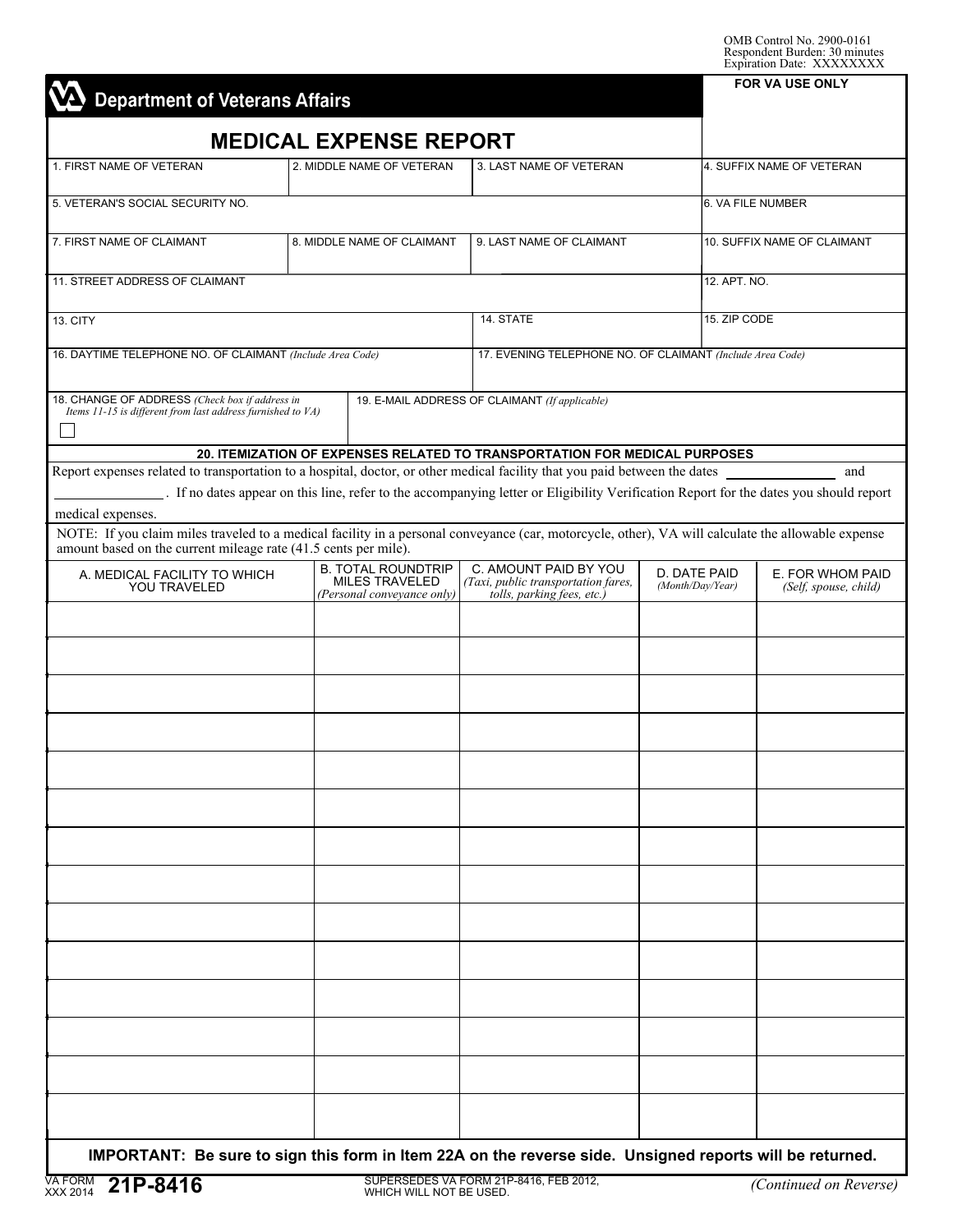OMB Control No. 2900-0161
Respondent Burden: 30 minutes
Expiration Date: XXXXXXXX

**Department of Veterans Affairs**

FOR VA USE ONLY

# MEDICAL EXPENSE REPORT

| 1. FIRST NAME OF VETERAN | 2. MIDDLE NAME OF VETERAN | 3. LAST NAME OF VETERAN | 4. SUFFIX NAME OF VETERAN |
|---|---|---|---|
| | | | |

| 5. VETERAN'S SOCIAL SECURITY NO. | 6. VA FILE NUMBER |
|---|---|
| | |

| 7. FIRST NAME OF CLAIMANT | 8. MIDDLE NAME OF CLAIMANT | 9. LAST NAME OF CLAIMANT | 10. SUFFIX NAME OF CLAIMANT |
|---|---|---|---|
| | | | |

| 11. STREET ADDRESS OF CLAIMANT | 12. APT. NO. |
|---|---|
| | |

| 13. CITY | 14. STATE | 15. ZIP CODE |
|---|---|---|
| | | |

| 16. DAYTIME TELEPHONE NO. OF CLAIMANT *(Include Area Code)* | 17. EVENING TELEPHONE NO. OF CLAIMANT *(Include Area Code)* |
|---|---|
| | |

| 18. CHANGE OF ADDRESS *(Check box if address in Items 11-15 is different from last address furnished to VA)* ☐ | 19. E-MAIL ADDRESS OF CLAIMANT *(If applicable)* |
|---|---|
| | |

## 20. ITEMIZATION OF EXPENSES RELATED TO TRANSPORTATION FOR MEDICAL PURPOSES

Report expenses related to transportation to a hospital, doctor, or other medical facility that you paid between the dates ____________ and ____________. If no dates appear on this line, refer to the accompanying letter or Eligibility Verification Report for the dates you should report medical expenses.

NOTE: If you claim miles traveled to a medical facility in a personal conveyance (car, motorcycle, other), VA will calculate the allowable expense amount based on the current mileage rate (41.5 cents per mile).

| A. MEDICAL FACILITY TO WHICH YOU TRAVELED | B. TOTAL ROUNDTRIP MILES TRAVELED *(Personal conveyance only)* | C. AMOUNT PAID BY YOU *(Taxi, public transportation fares, tolls, parking fees, etc.)* | D. DATE PAID *(Month/Day/Year)* | E. FOR WHOM PAID *(Self, spouse, child)* |
|---|---|---|---|---|
| | | | | |
| | | | | |
| | | | | |
| | | | | |
| | | | | |
| | | | | |
| | | | | |
| | | | | |
| | | | | |
| | | | | |
| | | | | |
| | | | | |
| | | | | |
| | | | | |

**IMPORTANT: Be sure to sign this form in Item 22A on the reverse side. Unsigned reports will be returned.**

VA FORM XXX 2014 **21P-8416** SUPERSEDES VA FORM 21P-8416, FEB 2012, WHICH WILL NOT BE USED. *(Continued on Reverse)*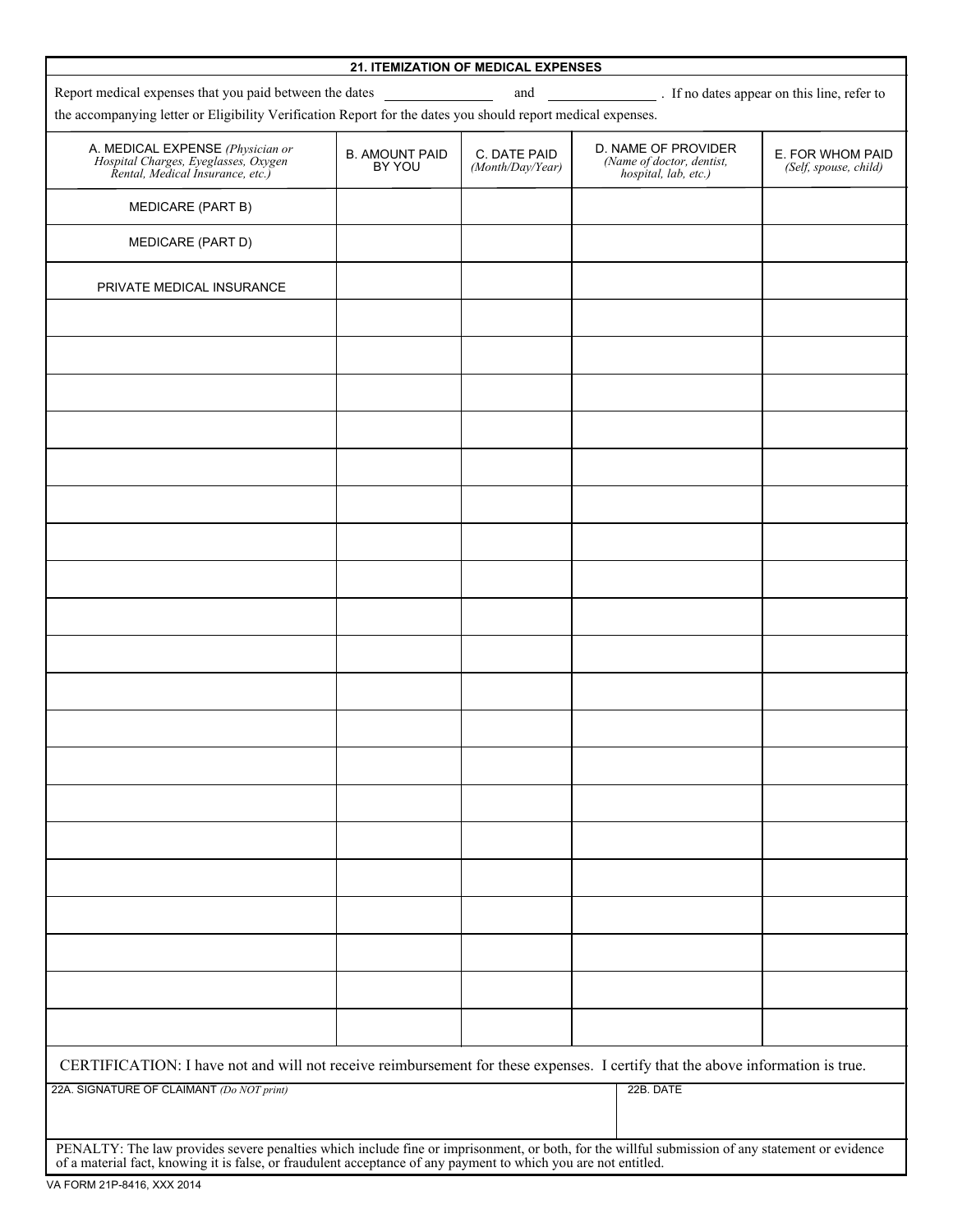## 21. ITEMIZATION OF MEDICAL EXPENSES

Report medical expenses that you paid between the dates \_\_\_\_\_\_\_\_\_\_\_\_\_\_ and \_\_\_\_\_\_\_\_\_\_\_\_\_\_ . If no dates appear on this line, refer to the accompanying letter or Eligibility Verification Report for the dates you should report medical expenses.

| A. MEDICAL EXPENSE *(Physician or Hospital Charges, Eyeglasses, Oxygen Rental, Medical Insurance, etc.)* | B. AMOUNT PAID BY YOU | C. DATE PAID *(Month/Day/Year)* | D. NAME OF PROVIDER *(Name of doctor, dentist, hospital, lab, etc.)* | E. FOR WHOM PAID *(Self, spouse, child)* |
|---|---|---|---|---|
| MEDICARE (PART B) | | | | |
| MEDICARE (PART D) | | | | |
| PRIVATE MEDICAL INSURANCE | | | | |
| | | | | |
| | | | | |
| | | | | |
| | | | | |
| | | | | |
| | | | | |
| | | | | |
| | | | | |
| | | | | |
| | | | | |
| | | | | |
| | | | | |
| | | | | |
| | | | | |
| | | | | |
| | | | | |
| | | | | |
| | | | | |
| | | | | |
| | | | | |

CERTIFICATION: I have not and will not receive reimbursement for these expenses. I certify that the above information is true.

| 22A. SIGNATURE OF CLAIMANT *(Do NOT print)* | 22B. DATE |
|---|---|
| | |

PENALTY: The law provides severe penalties which include fine or imprisonment, or both, for the willful submission of any statement or evidence of a material fact, knowing it is false, or fraudulent acceptance of any payment to which you are not entitled.

VA FORM 21P-8416, XXX 2014